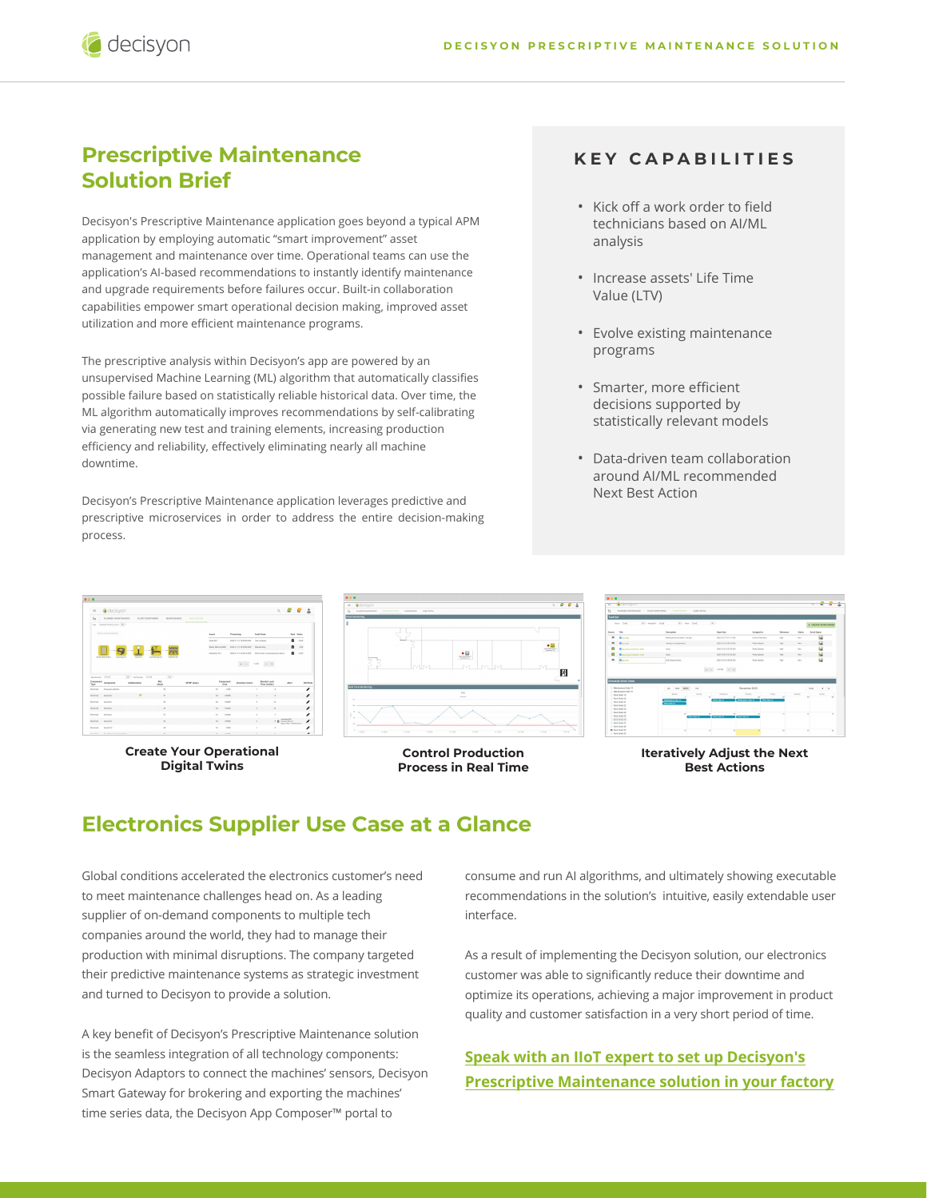# Prescriptive Maintenance Solution Brief

Decisyon's Prescriptive Maintenance application goes beyond a typical APM application by employing automatic "smart improvement" asset management and maintenance over time. Operational teams can use the application's AI-based recommendations to instantly identify maintenance and upgrade requirements before failures occur. Built-in collaboration capabilities empower smart operational decision making, improved asset utilization and more efficient maintenance programs.

The prescriptive analysis within Decisyon's app are powered by an unsupervised Machine Learning (ML) algorithm that automatically classifies possible failure based on statistically reliable historical data. Over time, the ML algorithm automatically improves recommendations by self-calibrating via generating new test and training elements, increasing production efficiency and reliability, effectively eliminating nearly all machine downtime.

Decisyon's Prescriptive Maintenance application leverages predictive and prescriptive microservices in order to address the entire decision-making process.

## KEY CAPABILITIES

- Kick off a work order to field technicians based on AI/ML analysis
- Increase assets' Life Time Value (LTV)
- Evolve existing maintenance programs
- Smarter, more efficient decisions supported by statistically relevant models
- Data-driven team collaboration around AI/ML recommended Next Best Action

**Create Your Operational Digital Twins**

**Control Production Process in Real Time**

**Iteratively Adjust the Next Best Actions**

## Electronics Supplier Use Case at a Glance

Global conditions accelerated the electronics customer's need to meet maintenance challenges head on. As a leading supplier of on-demand components to multiple tech companies around the world, they had to manage their production with minimal disruptions. The company targeted their predictive maintenance systems as strategic investment and turned to Decisyon to provide a solution.

A key benefit of Decisyon's Prescriptive Maintenance solution is the seamless integration of all technology components: Decisyon Adaptors to connect the machines' sensors, Decisyon Smart Gateway for brokering and exporting the machines' time series data, the Decisyon App Composer™ portal to consume and run AI algorithms, and ultimately showing executable recommendations in the solution's intuitive, easily extendable user interface.

As a result of implementing the Decisyon solution, our electronics customer was able to significantly reduce their downtime and optimize its operations, achieving a major improvement in product quality and customer satisfaction in a very short period of time.

**Speak with an IIoT expert to set up Decisyon's Prescriptive Maintenance solution in your factory**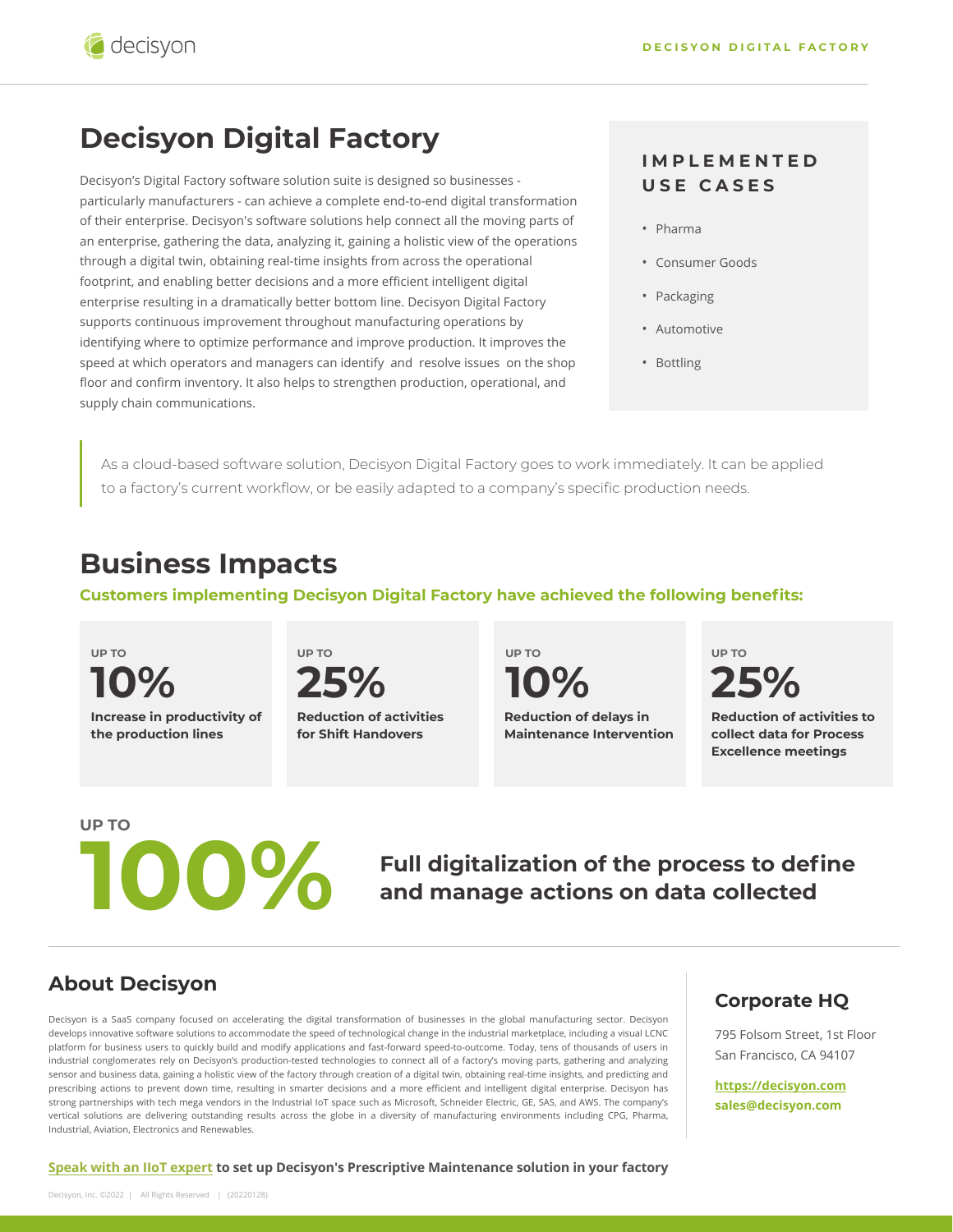# Decisyon Digital Factory

Decisyon's Digital Factory software solution suite is designed so businesses - particularly manufacturers - can achieve a complete end-to-end digital transformation of their enterprise. Decisyon's software solutions help connect all the moving parts of an enterprise, gathering the data, analyzing it, gaining a holistic view of the operations through a digital twin, obtaining real-time insights from across the operational footprint, and enabling better decisions and a more efficient intelligent digital enterprise resulting in a dramatically better bottom line. Decisyon Digital Factory supports continuous improvement throughout manufacturing operations by identifying where to optimize performance and improve production. It improves the speed at which operators and managers can identify and resolve issues on the shop floor and confirm inventory. It also helps to strengthen production, operational, and supply chain communications.

### IMPLEMENTED USE CASES

- Pharma
- Consumer Goods
- Packaging
- Automotive
- Bottling

> As a cloud-based software solution, Decisyon Digital Factory goes to work immediately. It can be applied to a factory's current workflow, or be easily adapted to a company's specific production needs.

## Business Impacts

**Customers implementing Decisyon Digital Factory have achieved the following benefits:**

UP TO **10%** **Increase in productivity of the production lines**

UP TO **25%** **Reduction of activities for Shift Handovers**

UP TO **10%** **Reduction of delays in Maintenance Intervention**

UP TO **25%** **Reduction of activities to collect data for Process Excellence meetings**

UP TO **100%** **Full digitalization of the process to define and manage actions on data collected**

## About Decisyon

Decisyon is a SaaS company focused on accelerating the digital transformation of businesses in the global manufacturing sector. Decisyon develops innovative software solutions to accommodate the speed of technological change in the industrial marketplace, including a visual LCNC platform for business users to quickly build and modify applications and fast-forward speed-to-outcome. Today, tens of thousands of users in industrial conglomerates rely on Decisyon's production-tested technologies to connect all of a factory's moving parts, gathering and analyzing sensor and business data, gaining a holistic view of the factory through creation of a digital twin, obtaining real-time insights, and predicting and prescribing actions to prevent down time, resulting in smarter decisions and a more efficient and intelligent digital enterprise. Decisyon has strong partnerships with tech mega vendors in the Industrial IoT space such as Microsoft, Schneider Electric, GE, SAS, and AWS. The company's vertical solutions are delivering outstanding results across the globe in a diversity of manufacturing environments including CPG, Pharma, Industrial, Aviation, Electronics and Renewables.

## Corporate HQ

795 Folsom Street, 1st Floor
San Francisco, CA 94107

**https://decisyon.com**
**sales@decisyon.com**

**Speak with an IIoT expert to set up Decisyon's Prescriptive Maintenance solution in your factory**

Decisyon, Inc. ©2022 | All Rights Reserved | (20220128)